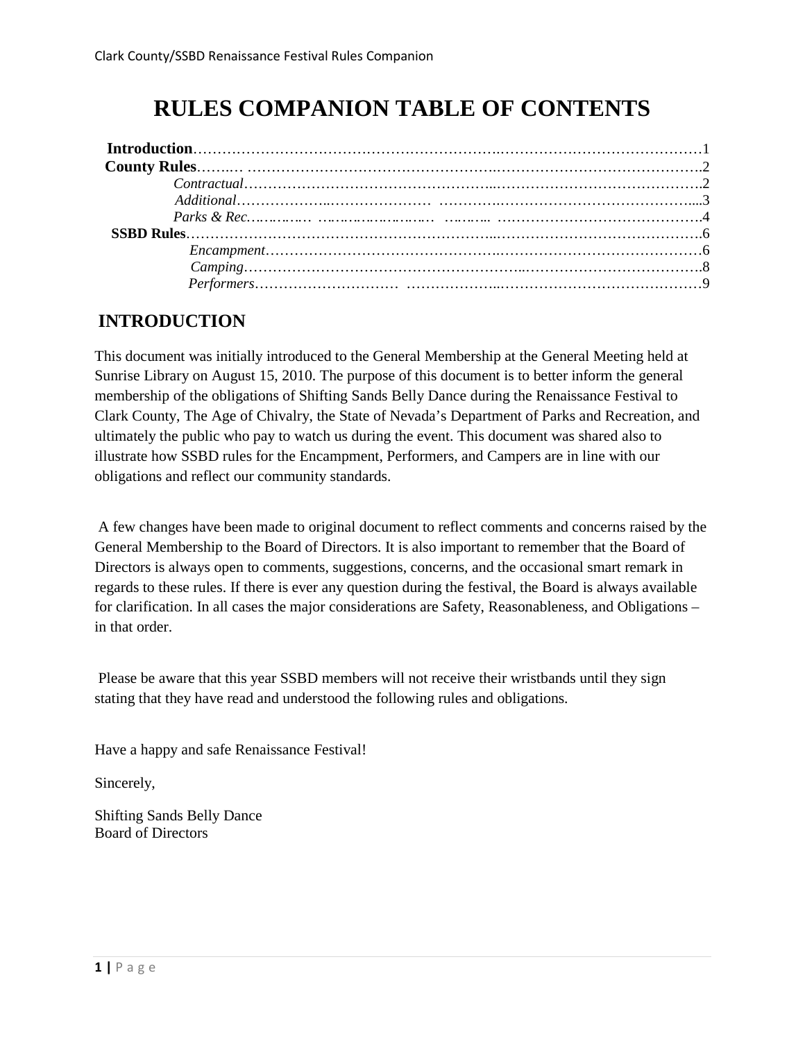# RULES COMPANION TABLE OF CONTENTS

**Introduction**……………………………………………………….……………………………………1
**County Rules**……..… ……………………………………………..…………………………………….2
*Contractual*………………………………………….....…………………………………….2
*Additional*………………..………………… ……………………………………………....3
*Parks & Rec.*…………… ……………………… ………... ……………………………………4
**SSBD Rules**…………………………………………………………..……………………………………6
*Encampment*……………………………………………….……………………………………6
*Camping*………………………………………………..………………………………….8
*Performers*………………………… ………………..……………………………………9

## INTRODUCTION

This document was initially introduced to the General Membership at the General Meeting held at Sunrise Library on August 15, 2010. The purpose of this document is to better inform the general membership of the obligations of Shifting Sands Belly Dance during the Renaissance Festival to Clark County, The Age of Chivalry, the State of Nevada's Department of Parks and Recreation, and ultimately the public who pay to watch us during the event. This document was shared also to illustrate how SSBD rules for the Encampment, Performers, and Campers are in line with our obligations and reflect our community standards.

A few changes have been made to original document to reflect comments and concerns raised by the General Membership to the Board of Directors. It is also important to remember that the Board of Directors is always open to comments, suggestions, concerns, and the occasional smart remark in regards to these rules. If there is ever any question during the festival, the Board is always available for clarification. In all cases the major considerations are Safety, Reasonableness, and Obligations – in that order.

Please be aware that this year SSBD members will not receive their wristbands until they sign stating that they have read and understood the following rules and obligations.

Have a happy and safe Renaissance Festival!

Sincerely,

Shifting Sands Belly Dance
Board of Directors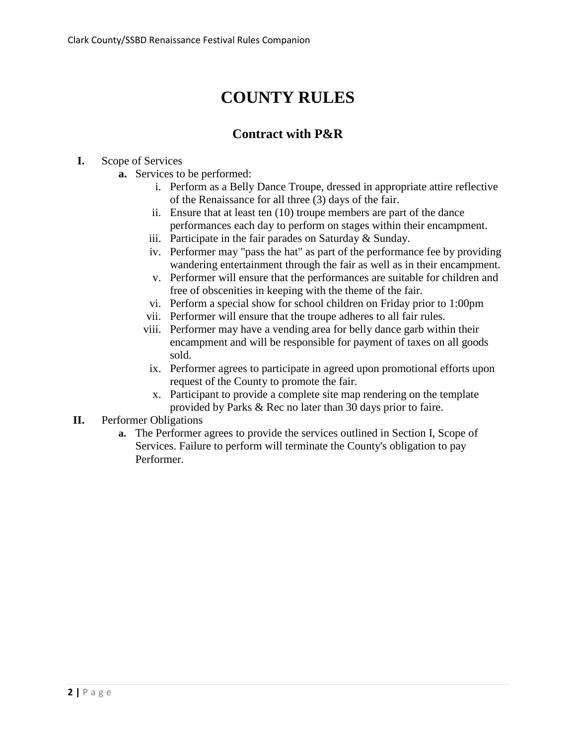# COUNTY RULES

## Contract with P&R

I. Scope of Services
   - **a.** Services to be performed:
      1. Perform as a Belly Dance Troupe, dressed in appropriate attire reflective of the Renaissance for all three (3) days of the fair.
      2. Ensure that at least ten (10) troupe members are part of the dance performances each day to perform on stages within their encampment.
      3. Participate in the fair parades on Saturday & Sunday.
      4. Performer may "pass the hat" as part of the performance fee by providing wandering entertainment through the fair as well as in their encampment.
      5. Performer will ensure that the performances are suitable for children and free of obscenities in keeping with the theme of the fair.
      6. Perform a special show for school children on Friday prior to 1:00pm
      7. Performer will ensure that the troupe adheres to all fair rules.
      8. Performer may have a vending area for belly dance garb within their encampment and will be responsible for payment of taxes on all goods sold.
      9. Performer agrees to participate in agreed upon promotional efforts upon request of the County to promote the fair.
      10. Participant to provide a complete site map rendering on the template provided by Parks & Rec no later than 30 days prior to faire.

II. Performer Obligations
   - **a.** The Performer agrees to provide the services outlined in Section I, Scope of Services. Failure to perform will terminate the County's obligation to pay Performer.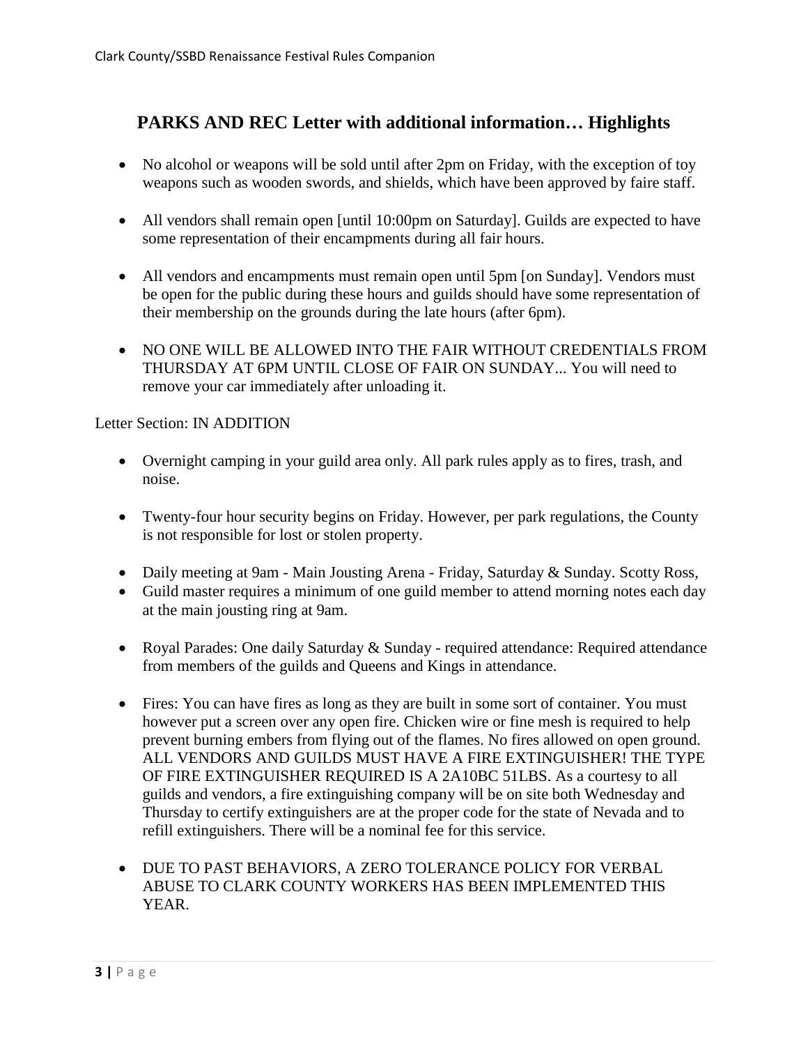## PARKS AND REC Letter with additional information… Highlights

- No alcohol or weapons will be sold until after 2pm on Friday, with the exception of toy weapons such as wooden swords, and shields, which have been approved by faire staff.

- All vendors shall remain open [until 10:00pm on Saturday]. Guilds are expected to have some representation of their encampments during all fair hours.

- All vendors and encampments must remain open until 5pm [on Sunday]. Vendors must be open for the public during these hours and guilds should have some representation of their membership on the grounds during the late hours (after 6pm).

- NO ONE WILL BE ALLOWED INTO THE FAIR WITHOUT CREDENTIALS FROM THURSDAY AT 6PM UNTIL CLOSE OF FAIR ON SUNDAY... You will need to remove your car immediately after unloading it.

Letter Section: IN ADDITION

- Overnight camping in your guild area only. All park rules apply as to fires, trash, and noise.

- Twenty-four hour security begins on Friday. However, per park regulations, the County is not responsible for lost or stolen property.

- Daily meeting at 9am - Main Jousting Arena - Friday, Saturday & Sunday. Scotty Ross,
- Guild master requires a minimum of one guild member to attend morning notes each day at the main jousting ring at 9am.

- Royal Parades: One daily Saturday & Sunday - required attendance: Required attendance from members of the guilds and Queens and Kings in attendance.

- Fires: You can have fires as long as they are built in some sort of container. You must however put a screen over any open fire. Chicken wire or fine mesh is required to help prevent burning embers from flying out of the flames. No fires allowed on open ground. ALL VENDORS AND GUILDS MUST HAVE A FIRE EXTINGUISHER! THE TYPE OF FIRE EXTINGUISHER REQUIRED IS A 2A10BC 51LBS. As a courtesy to all guilds and vendors, a fire extinguishing company will be on site both Wednesday and Thursday to certify extinguishers are at the proper code for the state of Nevada and to refill extinguishers. There will be a nominal fee for this service.

- DUE TO PAST BEHAVIORS, A ZERO TOLERANCE POLICY FOR VERBAL ABUSE TO CLARK COUNTY WORKERS HAS BEEN IMPLEMENTED THIS YEAR.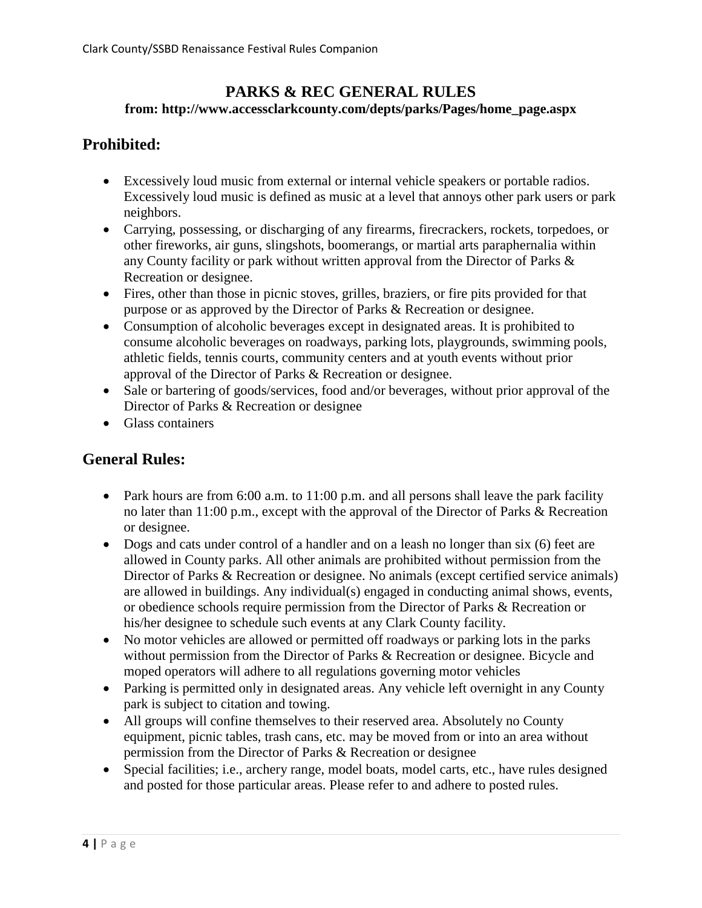## PARKS & REC GENERAL RULES

**from: http://www.accessclarkcounty.com/depts/parks/Pages/home_page.aspx**

### Prohibited:

- Excessively loud music from external or internal vehicle speakers or portable radios. Excessively loud music is defined as music at a level that annoys other park users or park neighbors.
- Carrying, possessing, or discharging of any firearms, firecrackers, rockets, torpedoes, or other fireworks, air guns, slingshots, boomerangs, or martial arts paraphernalia within any County facility or park without written approval from the Director of Parks & Recreation or designee.
- Fires, other than those in picnic stoves, grilles, braziers, or fire pits provided for that purpose or as approved by the Director of Parks & Recreation or designee.
- Consumption of alcoholic beverages except in designated areas. It is prohibited to consume alcoholic beverages on roadways, parking lots, playgrounds, swimming pools, athletic fields, tennis courts, community centers and at youth events without prior approval of the Director of Parks & Recreation or designee.
- Sale or bartering of goods/services, food and/or beverages, without prior approval of the Director of Parks & Recreation or designee
- Glass containers

### General Rules:

- Park hours are from 6:00 a.m. to 11:00 p.m. and all persons shall leave the park facility no later than 11:00 p.m., except with the approval of the Director of Parks & Recreation or designee.
- Dogs and cats under control of a handler and on a leash no longer than six (6) feet are allowed in County parks. All other animals are prohibited without permission from the Director of Parks & Recreation or designee. No animals (except certified service animals) are allowed in buildings. Any individual(s) engaged in conducting animal shows, events, or obedience schools require permission from the Director of Parks & Recreation or his/her designee to schedule such events at any Clark County facility.
- No motor vehicles are allowed or permitted off roadways or parking lots in the parks without permission from the Director of Parks & Recreation or designee. Bicycle and moped operators will adhere to all regulations governing motor vehicles
- Parking is permitted only in designated areas. Any vehicle left overnight in any County park is subject to citation and towing.
- All groups will confine themselves to their reserved area. Absolutely no County equipment, picnic tables, trash cans, etc. may be moved from or into an area without permission from the Director of Parks & Recreation or designee
- Special facilities; i.e., archery range, model boats, model carts, etc., have rules designed and posted for those particular areas. Please refer to and adhere to posted rules.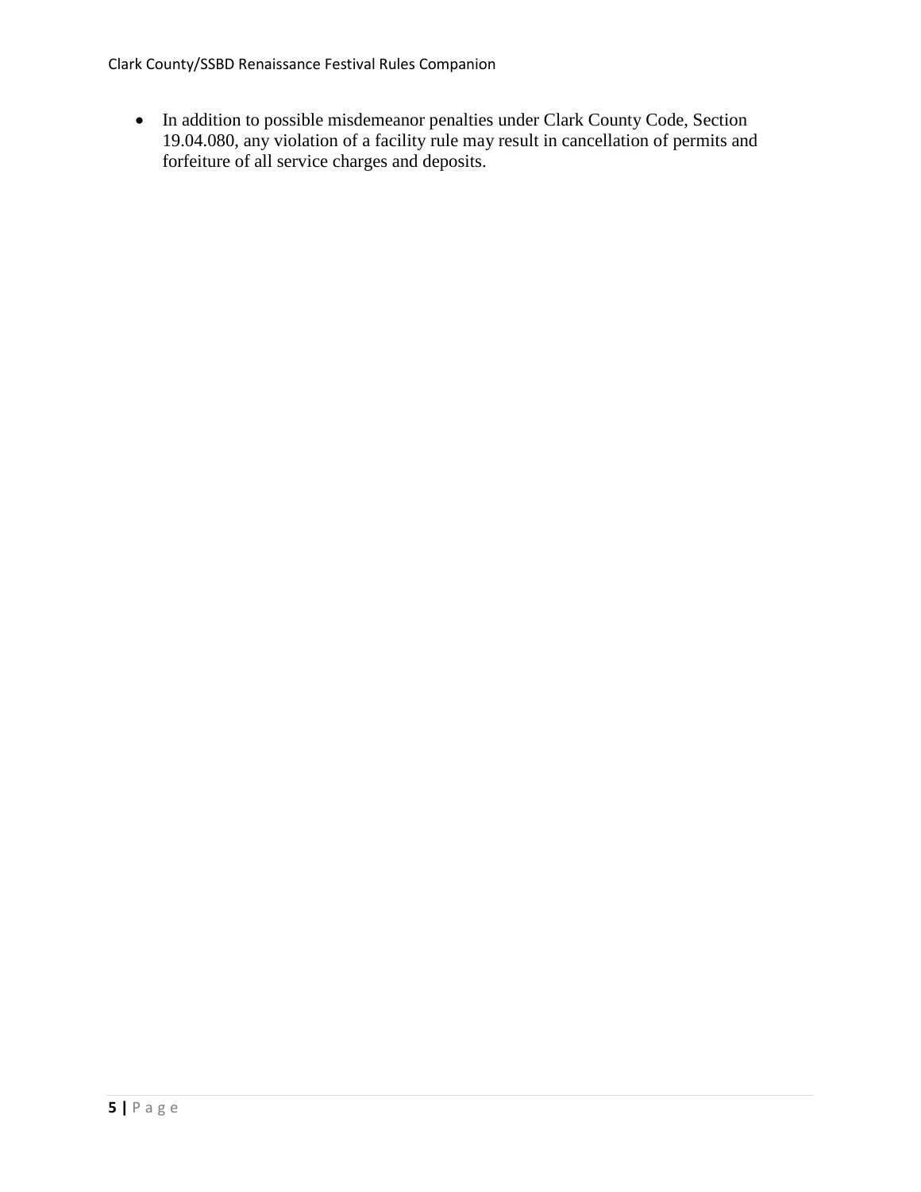- In addition to possible misdemeanor penalties under Clark County Code, Section 19.04.080, any violation of a facility rule may result in cancellation of permits and forfeiture of all service charges and deposits.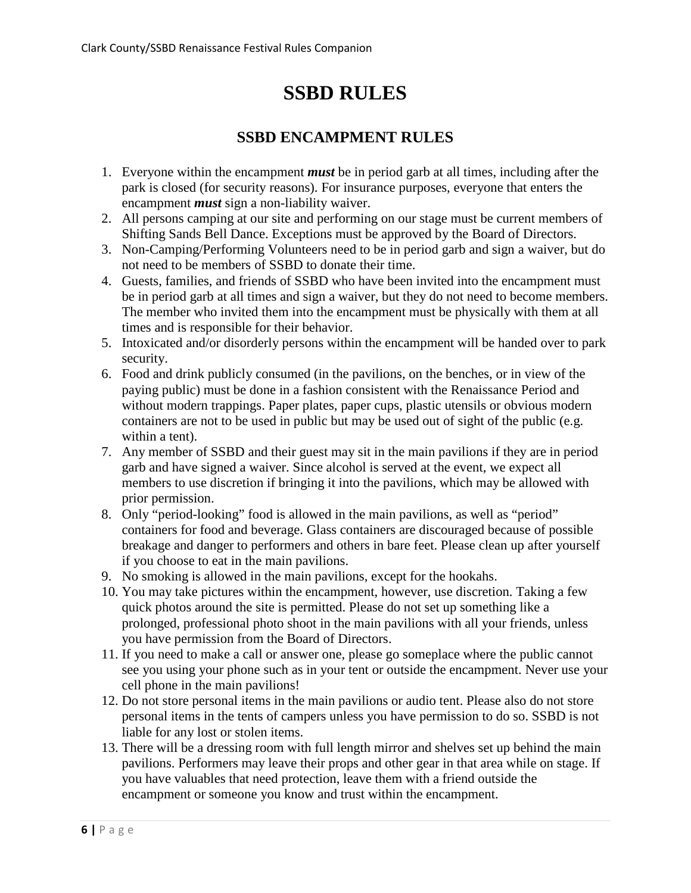# SSBD RULES

## SSBD ENCAMPMENT RULES

1. Everyone within the encampment ***must*** be in period garb at all times, including after the park is closed (for security reasons). For insurance purposes, everyone that enters the encampment ***must*** sign a non-liability waiver.
2. All persons camping at our site and performing on our stage must be current members of Shifting Sands Bell Dance. Exceptions must be approved by the Board of Directors.
3. Non-Camping/Performing Volunteers need to be in period garb and sign a waiver, but do not need to be members of SSBD to donate their time.
4. Guests, families, and friends of SSBD who have been invited into the encampment must be in period garb at all times and sign a waiver, but they do not need to become members. The member who invited them into the encampment must be physically with them at all times and is responsible for their behavior.
5. Intoxicated and/or disorderly persons within the encampment will be handed over to park security.
6. Food and drink publicly consumed (in the pavilions, on the benches, or in view of the paying public) must be done in a fashion consistent with the Renaissance Period and without modern trappings. Paper plates, paper cups, plastic utensils or obvious modern containers are not to be used in public but may be used out of sight of the public (e.g. within a tent).
7. Any member of SSBD and their guest may sit in the main pavilions if they are in period garb and have signed a waiver. Since alcohol is served at the event, we expect all members to use discretion if bringing it into the pavilions, which may be allowed with prior permission.
8. Only "period-looking" food is allowed in the main pavilions, as well as "period" containers for food and beverage. Glass containers are discouraged because of possible breakage and danger to performers and others in bare feet. Please clean up after yourself if you choose to eat in the main pavilions.
9. No smoking is allowed in the main pavilions, except for the hookahs.
10. You may take pictures within the encampment, however, use discretion. Taking a few quick photos around the site is permitted. Please do not set up something like a prolonged, professional photo shoot in the main pavilions with all your friends, unless you have permission from the Board of Directors.
11. If you need to make a call or answer one, please go someplace where the public cannot see you using your phone such as in your tent or outside the encampment. Never use your cell phone in the main pavilions!
12. Do not store personal items in the main pavilions or audio tent. Please also do not store personal items in the tents of campers unless you have permission to do so. SSBD is not liable for any lost or stolen items.
13. There will be a dressing room with full length mirror and shelves set up behind the main pavilions. Performers may leave their props and other gear in that area while on stage. If you have valuables that need protection, leave them with a friend outside the encampment or someone you know and trust within the encampment.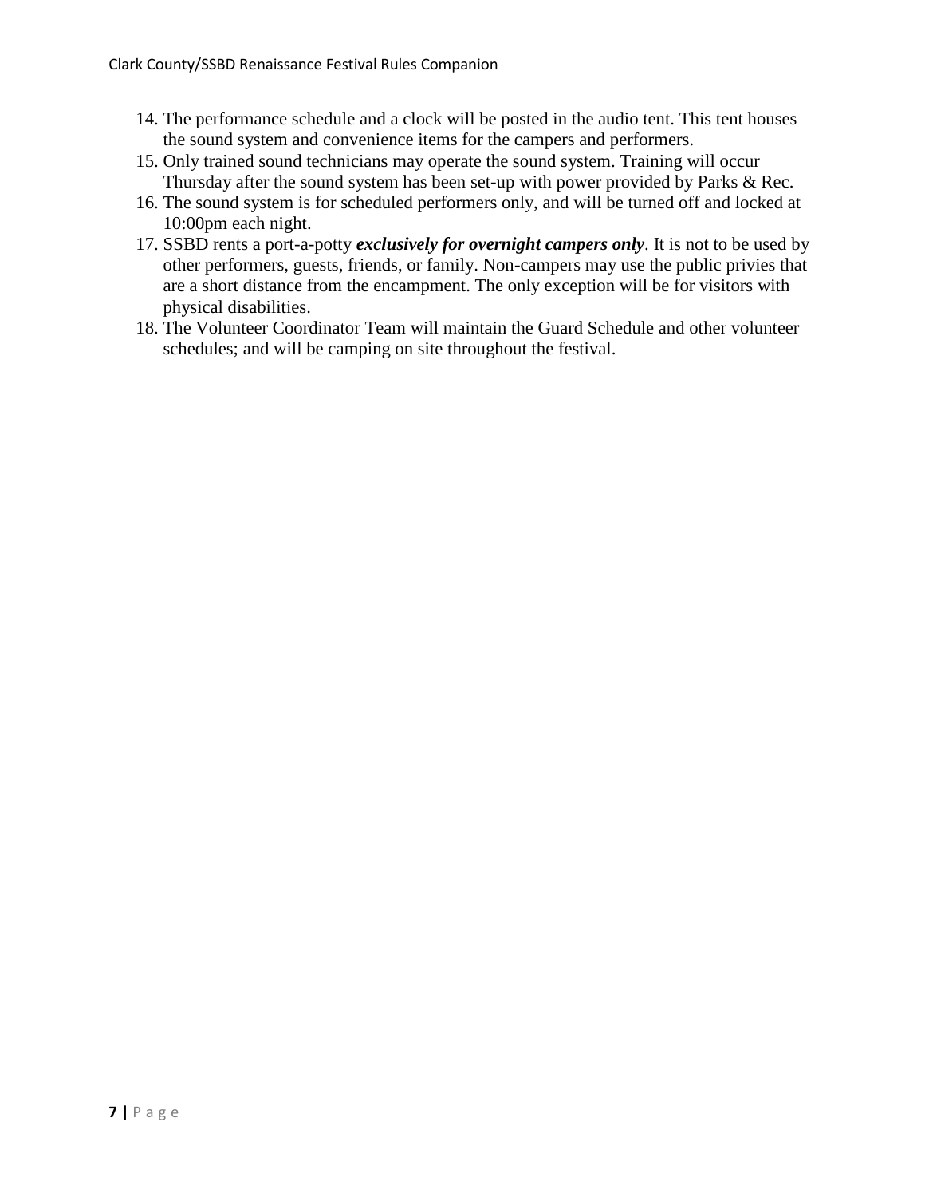14. The performance schedule and a clock will be posted in the audio tent. This tent houses the sound system and convenience items for the campers and performers.
15. Only trained sound technicians may operate the sound system. Training will occur Thursday after the sound system has been set-up with power provided by Parks & Rec.
16. The sound system is for scheduled performers only, and will be turned off and locked at 10:00pm each night.
17. SSBD rents a port-a-potty ***exclusively for overnight campers only***. It is not to be used by other performers, guests, friends, or family. Non-campers may use the public privies that are a short distance from the encampment. The only exception will be for visitors with physical disabilities.
18. The Volunteer Coordinator Team will maintain the Guard Schedule and other volunteer schedules; and will be camping on site throughout the festival.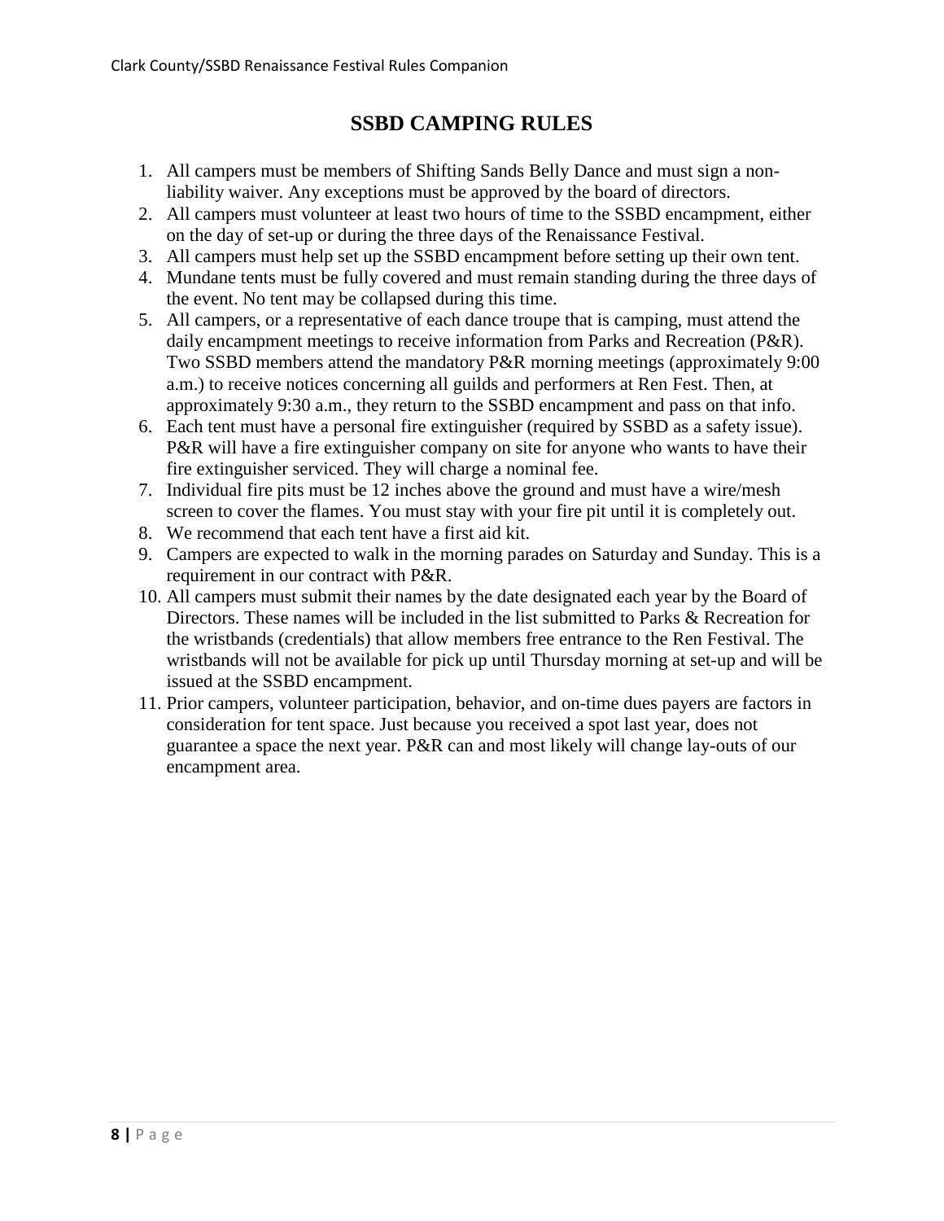## SSBD CAMPING RULES

1. All campers must be members of Shifting Sands Belly Dance and must sign a non-liability waiver. Any exceptions must be approved by the board of directors.
2. All campers must volunteer at least two hours of time to the SSBD encampment, either on the day of set-up or during the three days of the Renaissance Festival.
3. All campers must help set up the SSBD encampment before setting up their own tent.
4. Mundane tents must be fully covered and must remain standing during the three days of the event. No tent may be collapsed during this time.
5. All campers, or a representative of each dance troupe that is camping, must attend the daily encampment meetings to receive information from Parks and Recreation (P&R). Two SSBD members attend the mandatory P&R morning meetings (approximately 9:00 a.m.) to receive notices concerning all guilds and performers at Ren Fest. Then, at approximately 9:30 a.m., they return to the SSBD encampment and pass on that info.
6. Each tent must have a personal fire extinguisher (required by SSBD as a safety issue). P&R will have a fire extinguisher company on site for anyone who wants to have their fire extinguisher serviced. They will charge a nominal fee.
7. Individual fire pits must be 12 inches above the ground and must have a wire/mesh screen to cover the flames. You must stay with your fire pit until it is completely out.
8. We recommend that each tent have a first aid kit.
9. Campers are expected to walk in the morning parades on Saturday and Sunday. This is a requirement in our contract with P&R.
10. All campers must submit their names by the date designated each year by the Board of Directors. These names will be included in the list submitted to Parks & Recreation for the wristbands (credentials) that allow members free entrance to the Ren Festival. The wristbands will not be available for pick up until Thursday morning at set-up and will be issued at the SSBD encampment.
11. Prior campers, volunteer participation, behavior, and on-time dues payers are factors in consideration for tent space. Just because you received a spot last year, does not guarantee a space the next year. P&R can and most likely will change lay-outs of our encampment area.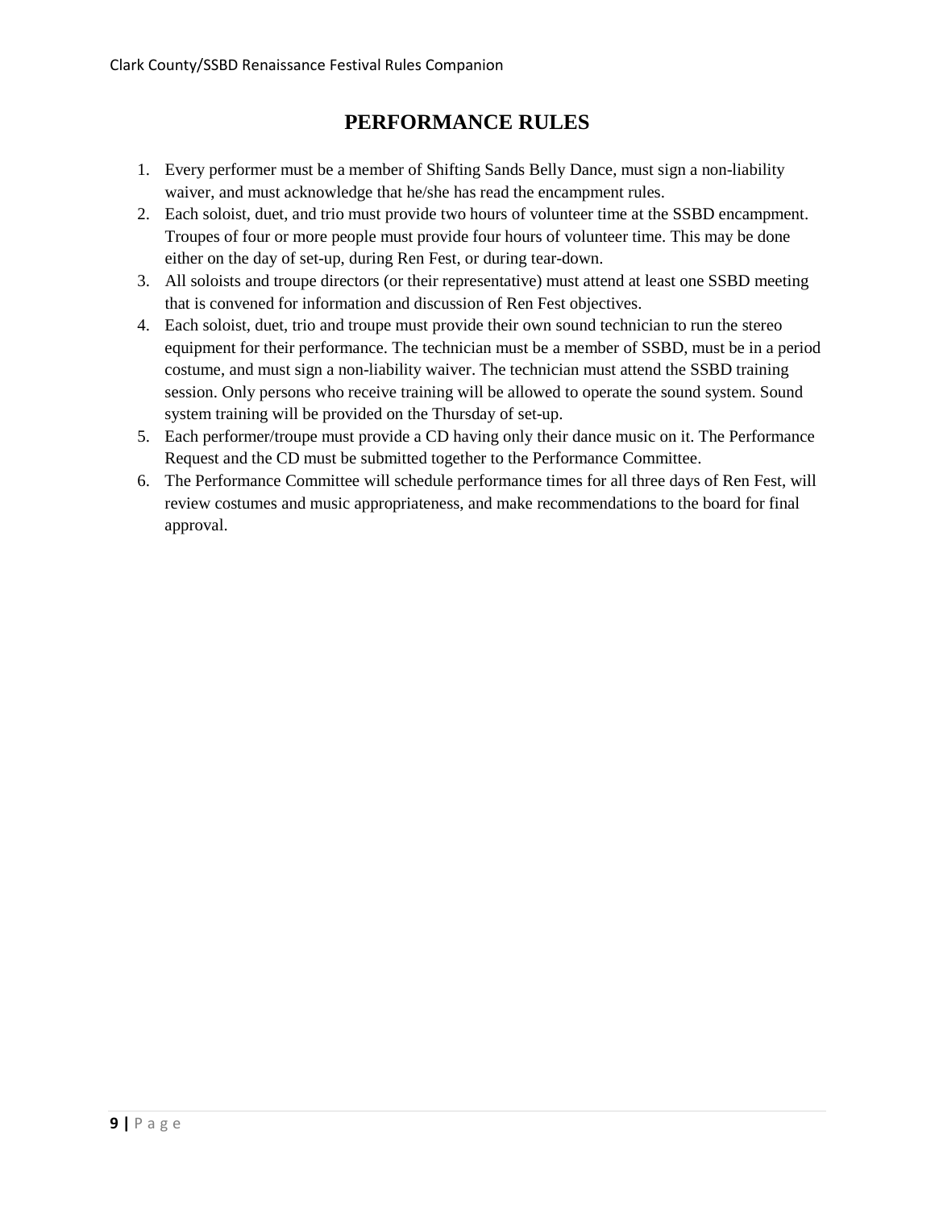# PERFORMANCE RULES

1. Every performer must be a member of Shifting Sands Belly Dance, must sign a non-liability waiver, and must acknowledge that he/she has read the encampment rules.
2. Each soloist, duet, and trio must provide two hours of volunteer time at the SSBD encampment. Troupes of four or more people must provide four hours of volunteer time. This may be done either on the day of set-up, during Ren Fest, or during tear-down.
3. All soloists and troupe directors (or their representative) must attend at least one SSBD meeting that is convened for information and discussion of Ren Fest objectives.
4. Each soloist, duet, trio and troupe must provide their own sound technician to run the stereo equipment for their performance. The technician must be a member of SSBD, must be in a period costume, and must sign a non-liability waiver. The technician must attend the SSBD training session. Only persons who receive training will be allowed to operate the sound system. Sound system training will be provided on the Thursday of set-up.
5. Each performer/troupe must provide a CD having only their dance music on it. The Performance Request and the CD must be submitted together to the Performance Committee.
6. The Performance Committee will schedule performance times for all three days of Ren Fest, will review costumes and music appropriateness, and make recommendations to the board for final approval.